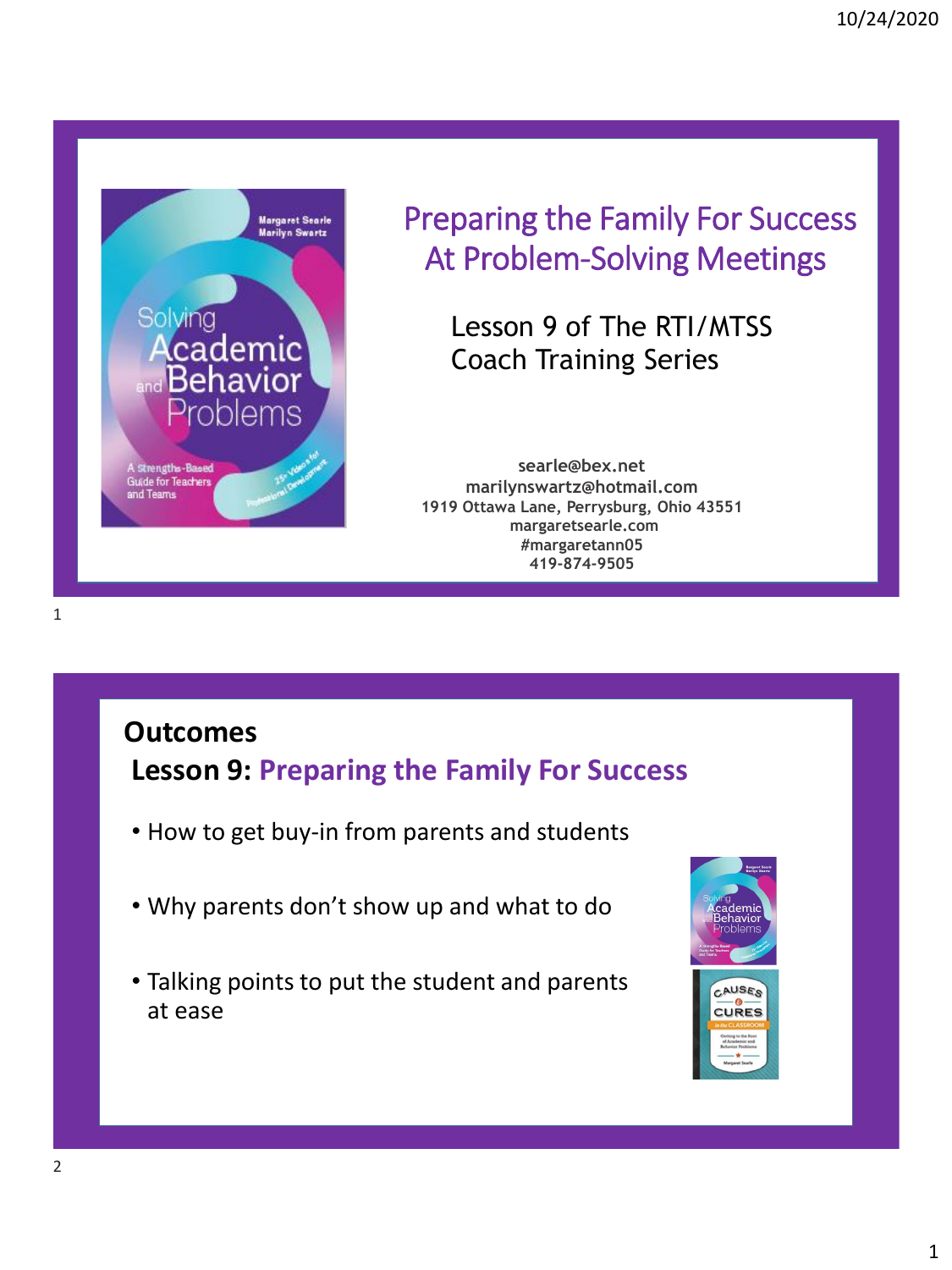# Preparing the Family For Success At Problem-Solving Meetings

Lesson 9 of The RTI/MTSS Coach Training Series

searle@bex.net
marilynswartz@hotmail.com
1919 Ottawa Lane, Perrysburg, Ohio 43551
margaretsearle.com
#margaretann05
419-874-9505

## Outcomes

### Lesson 9: Preparing the Family For Success

- How to get buy-in from parents and students
- Why parents don't show up and what to do
- Talking points to put the student and parents at ease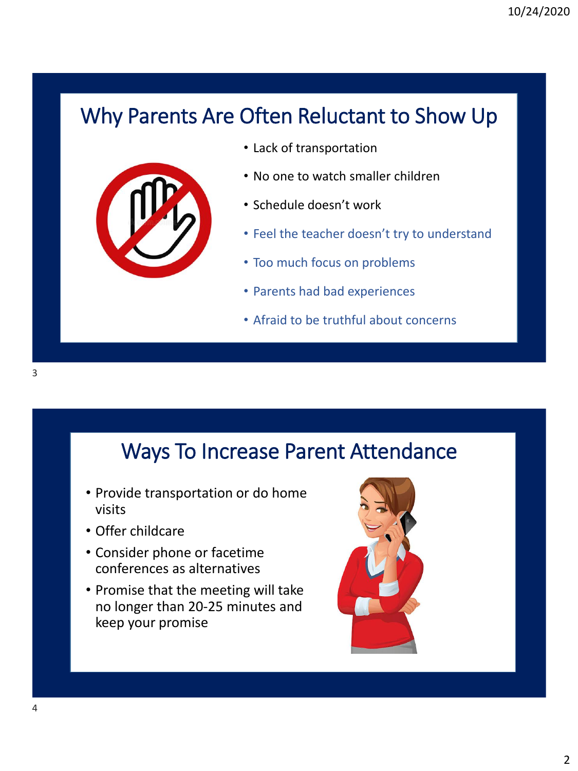## Why Parents Are Often Reluctant to Show Up

- Lack of transportation
- No one to watch smaller children
- Schedule doesn't work
- Feel the teacher doesn't try to understand
- Too much focus on problems
- Parents had bad experiences
- Afraid to be truthful about concerns

## Ways To Increase Parent Attendance

- Provide transportation or do home visits
- Offer childcare
- Consider phone or facetime conferences as alternatives
- Promise that the meeting will take no longer than 20-25 minutes and keep your promise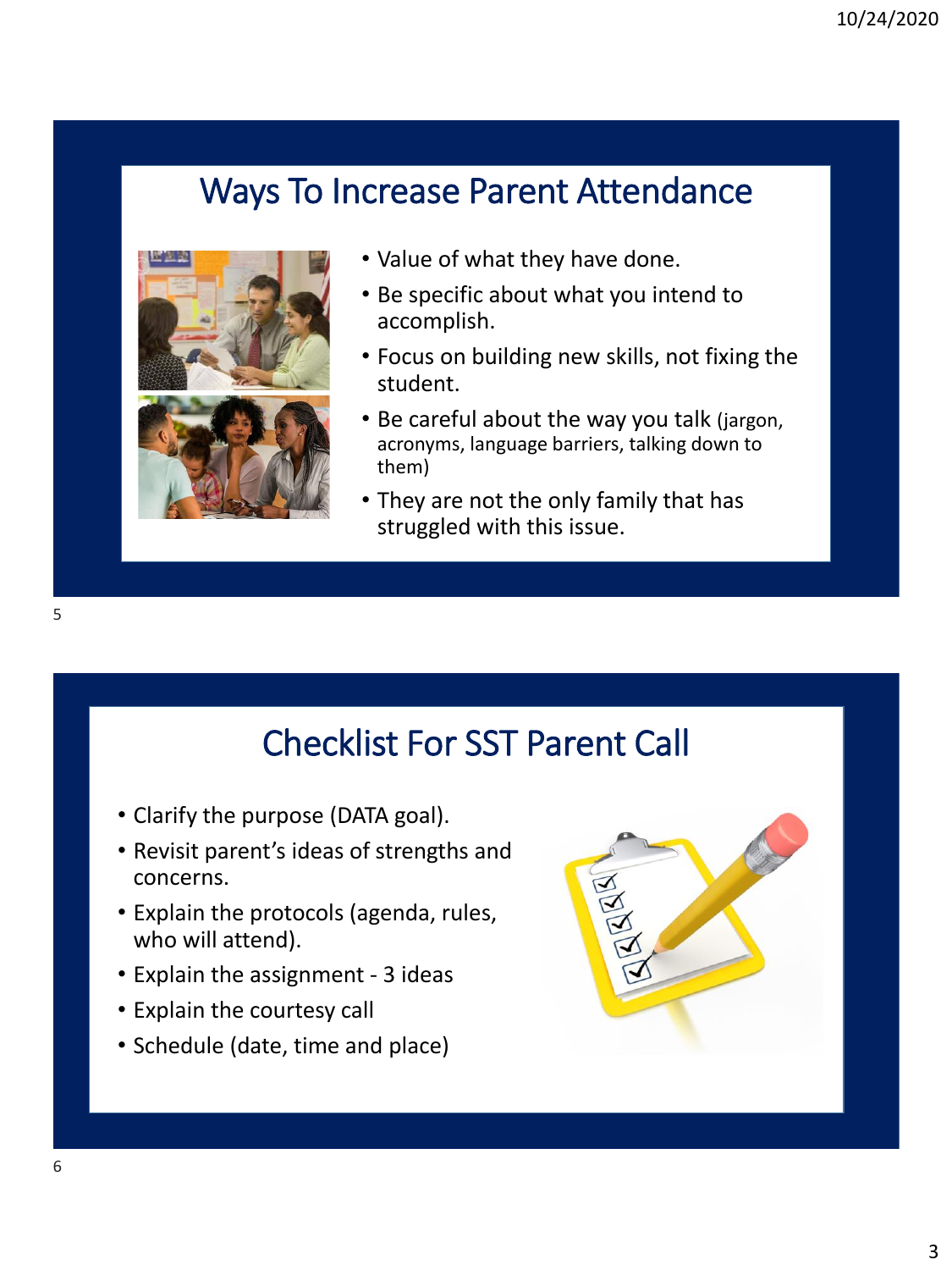## Ways To Increase Parent Attendance

- Value of what they have done.
- Be specific about what you intend to accomplish.
- Focus on building new skills, not fixing the student.
- Be careful about the way you talk (jargon, acronyms, language barriers, talking down to them)
- They are not the only family that has struggled with this issue.

## Checklist For SST Parent Call

- Clarify the purpose (DATA goal).
- Revisit parent's ideas of strengths and concerns.
- Explain the protocols (agenda, rules, who will attend).
- Explain the assignment - 3 ideas
- Explain the courtesy call
- Schedule (date, time and place)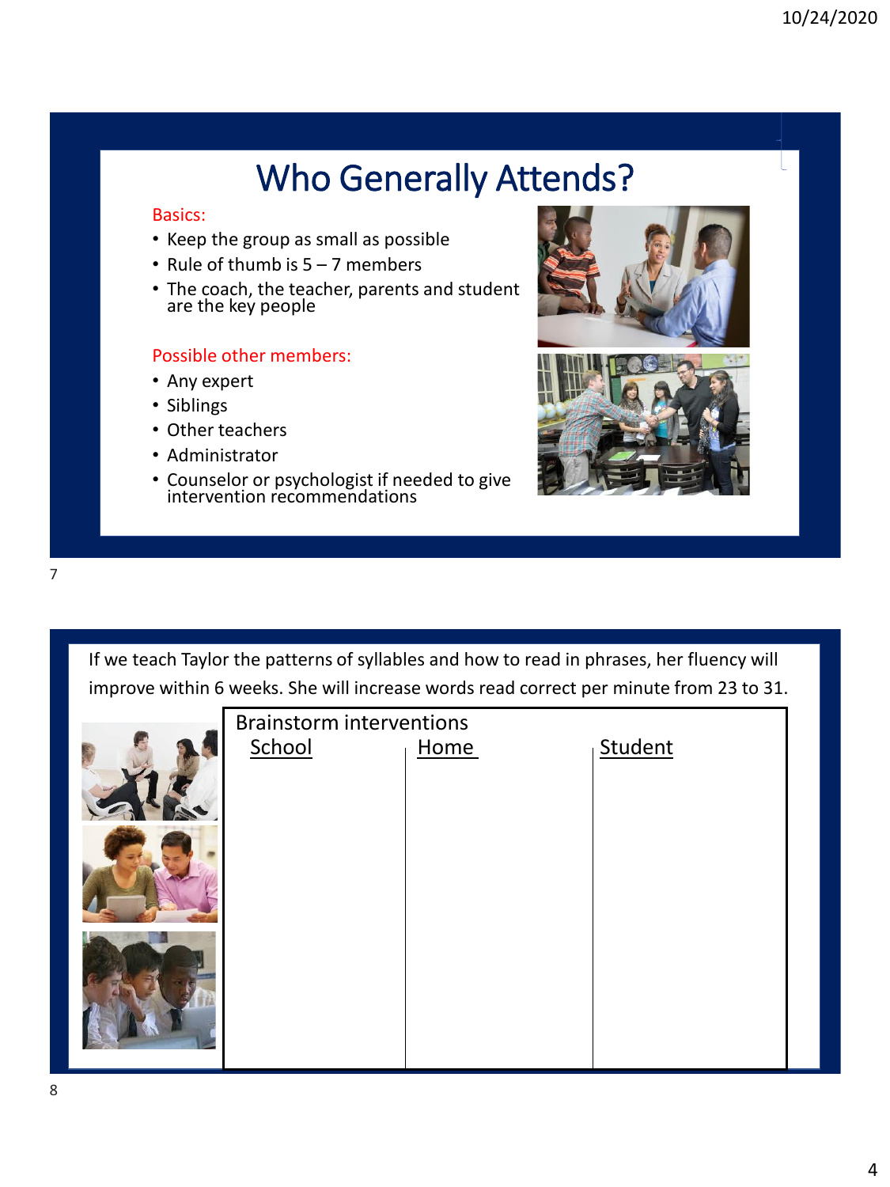# Who Generally Attends?

Basics:

- Keep the group as small as possible
- Rule of thumb is 5 – 7 members
- The coach, the teacher, parents and student are the key people

Possible other members:

- Any expert
- Siblings
- Other teachers
- Administrator
- Counselor or psychologist if needed to give intervention recommendations

---

If we teach Taylor the patterns of syllables and how to read in phrases, her fluency will improve within 6 weeks. She will increase words read correct per minute from 23 to 31.

Brainstorm interventions

| School | Home | Student |
|---|---|---|
| | | |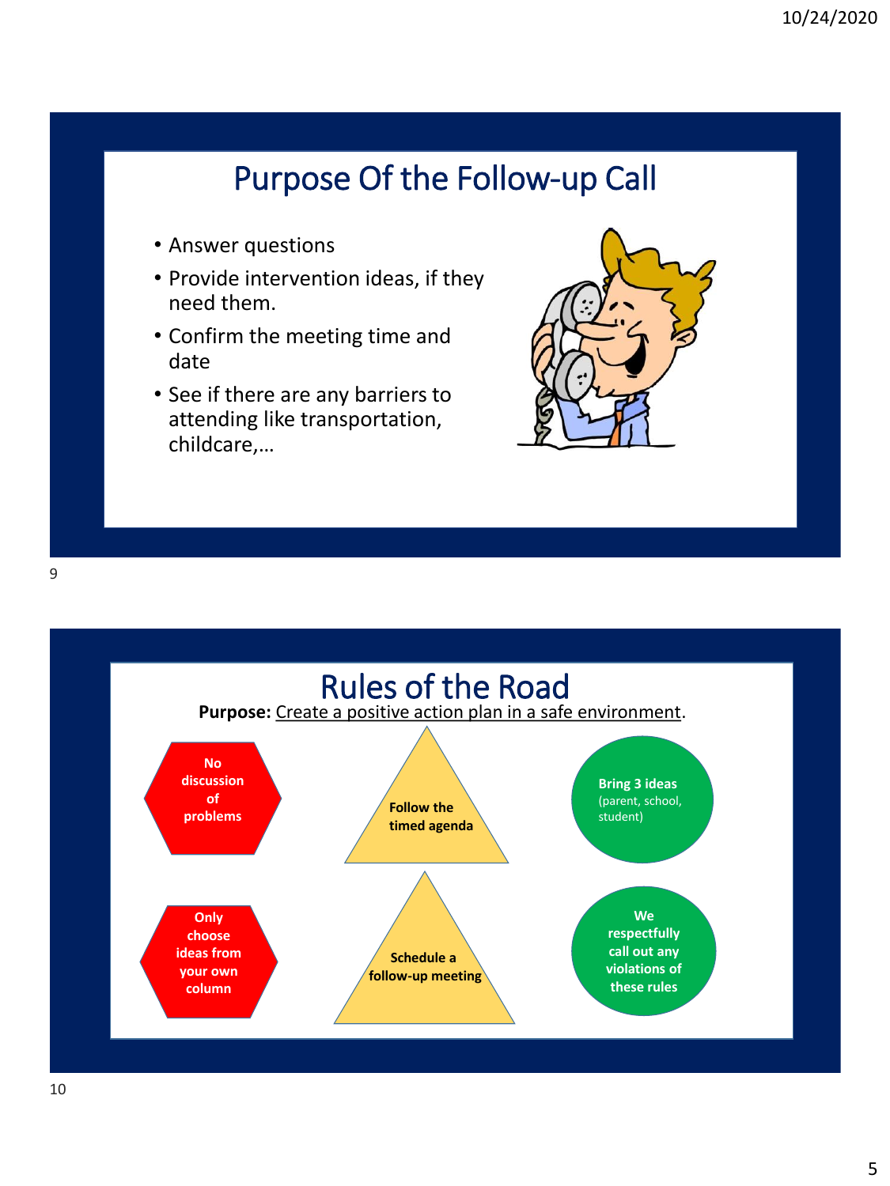# Purpose Of the Follow-up Call

- Answer questions
- Provide intervention ideas, if they need them.
- Confirm the meeting time and date
- See if there are any barriers to attending like transportation, childcare,…

# Rules of the Road

**Purpose:** Create a positive action plan in a safe environment.

- No discussion of problems
- Follow the timed agenda
- Bring 3 ideas (parent, school, student)
- Only choose ideas from your own column
- Schedule a follow-up meeting
- We respectfully call out any violations of these rules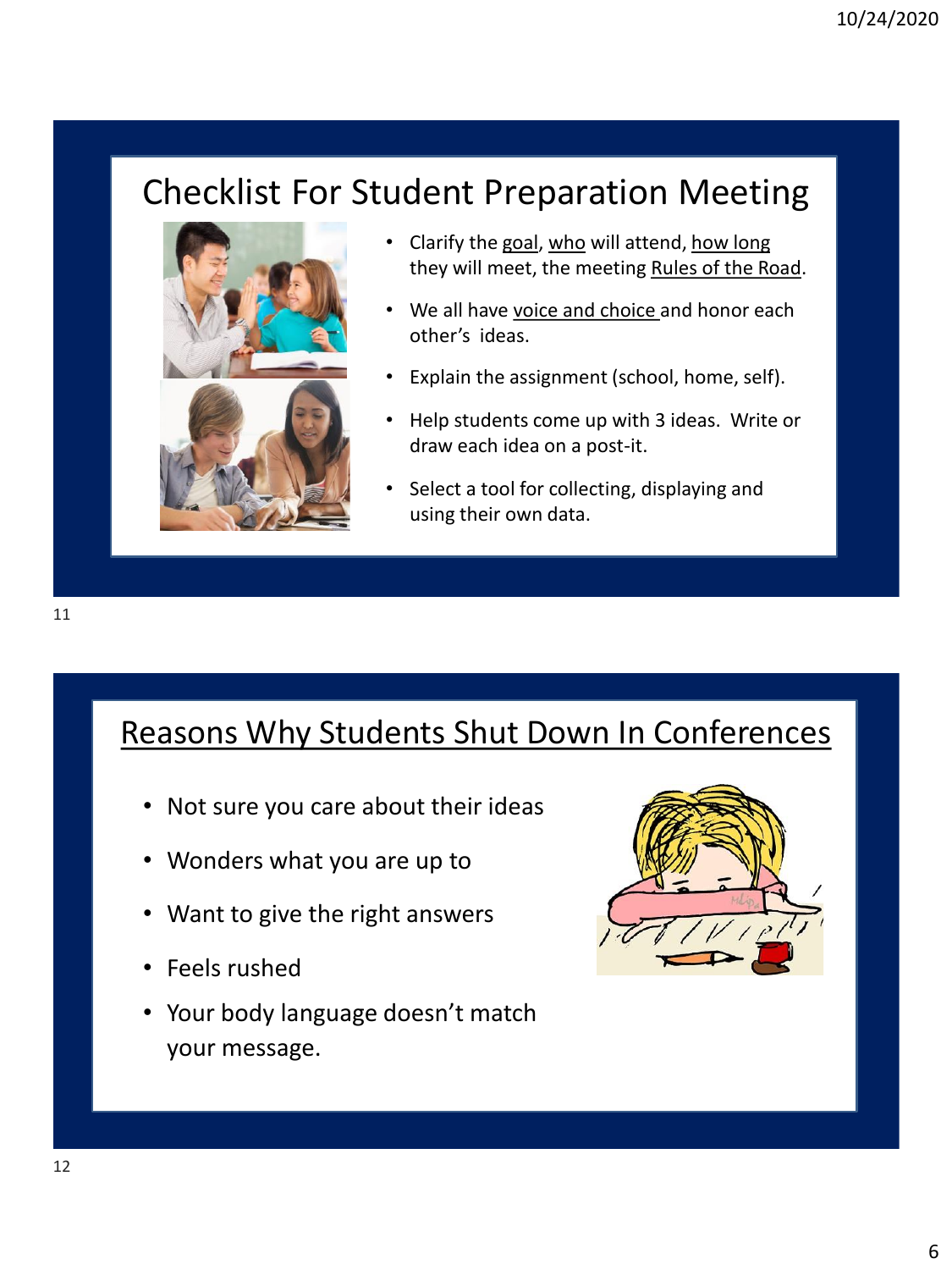## Checklist For Student Preparation Meeting

- Clarify the goal, who will attend, how long they will meet, the meeting Rules of the Road.
- We all have voice and choice and honor each other's ideas.
- Explain the assignment (school, home, self).
- Help students come up with 3 ideas. Write or draw each idea on a post-it.
- Select a tool for collecting, displaying and using their own data.

## Reasons Why Students Shut Down In Conferences

- Not sure you care about their ideas
- Wonders what you are up to
- Want to give the right answers
- Feels rushed
- Your body language doesn't match your message.